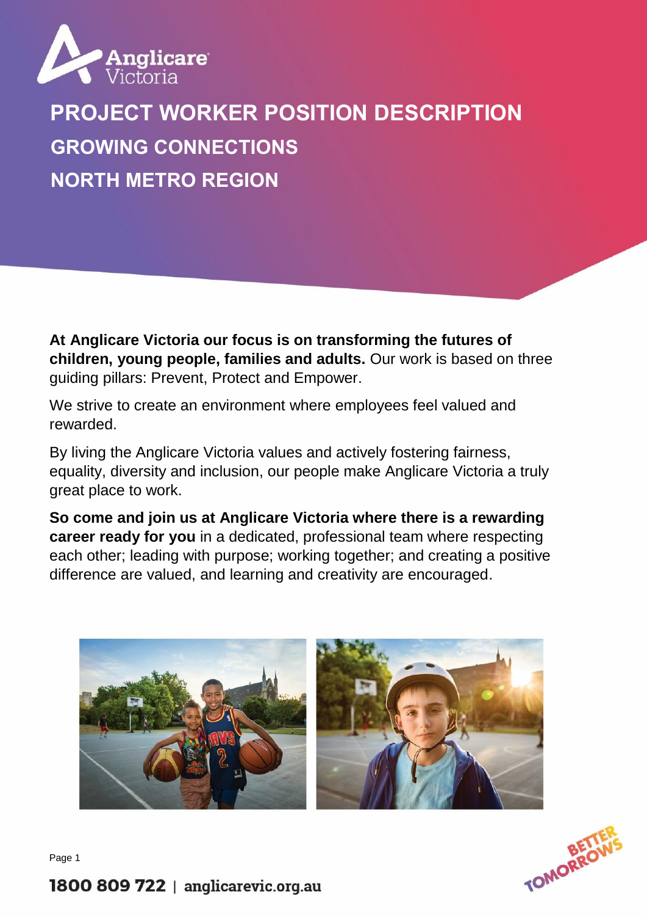# PROJECT WORKER POSITION DESCRIPTION

## GROWING CONNECTIONS

## NORTH METRO REGION

**At Anglicare Victoria our focus is on transforming the futures of children, young people, families and adults.** Our work is based on three guiding pillars: Prevent, Protect and Empower.

We strive to create an environment where employees feel valued and rewarded.

By living the Anglicare Victoria values and actively fostering fairness, equality, diversity and inclusion, our people make Anglicare Victoria a truly great place to work.

**So come and join us at Anglicare Victoria where there is a rewarding career ready for you** in a dedicated, professional team where respecting each other; leading with purpose; working together; and creating a positive difference are valued, and learning and creativity are encouraged.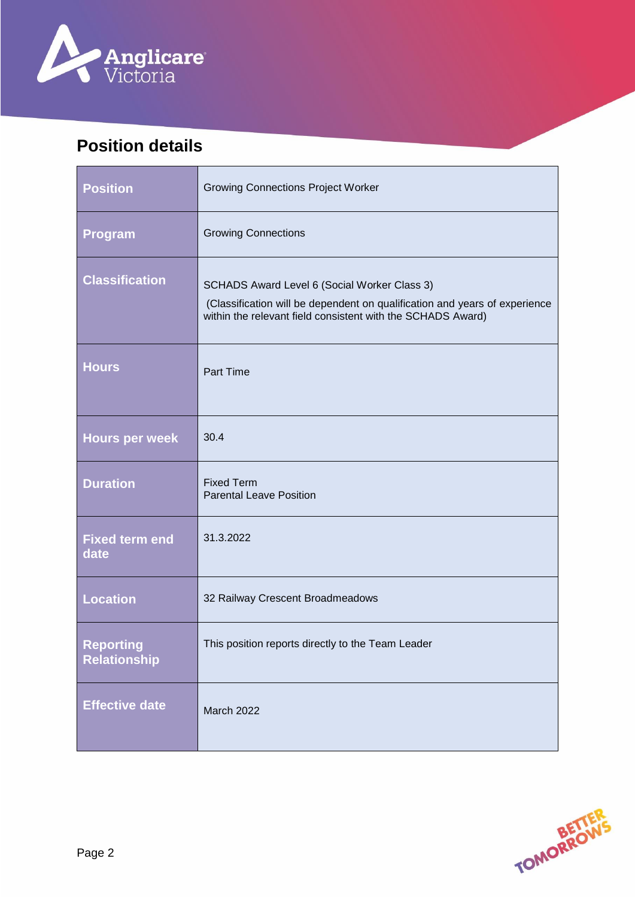## Position details

| Position | Growing Connections Project Worker |
|---|---|
| Program | Growing Connections |
| Classification | SCHADS Award Level 6 (Social Worker Class 3)<br>(Classification will be dependent on qualification and years of experience within the relevant field consistent with the SCHADS Award) |
| Hours | Part Time |
| Hours per week | 30.4 |
| Duration | Fixed Term<br>Parental Leave Position |
| Fixed term end date | 31.3.2022 |
| Location | 32 Railway Crescent Broadmeadows |
| Reporting Relationship | This position reports directly to the Team Leader |
| Effective date | March 2022 |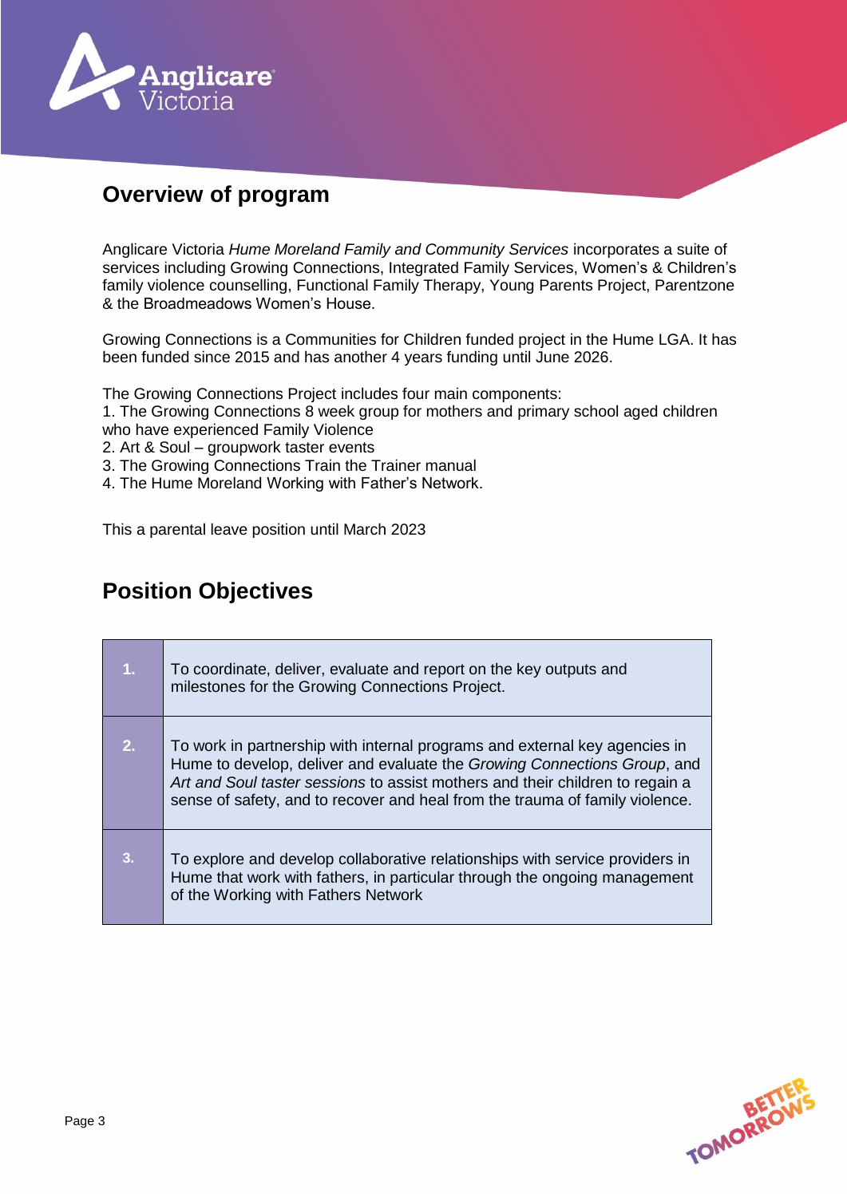## Overview of program

Anglicare Victoria *Hume Moreland Family and Community Services* incorporates a suite of services including Growing Connections, Integrated Family Services, Women's & Children's family violence counselling, Functional Family Therapy, Young Parents Project, Parentzone & the Broadmeadows Women's House.

Growing Connections is a Communities for Children funded project in the Hume LGA. It has been funded since 2015 and has another 4 years funding until June 2026.

The Growing Connections Project includes four main components:

1. The Growing Connections 8 week group for mothers and primary school aged children who have experienced Family Violence
2. Art & Soul – groupwork taster events
3. The Growing Connections Train the Trainer manual
4. The Hume Moreland Working with Father's Network.

This a parental leave position until March 2023

## Position Objectives

| | |
|---|---|
| 1. | To coordinate, deliver, evaluate and report on the key outputs and milestones for the Growing Connections Project. |
| 2. | To work in partnership with internal programs and external key agencies in Hume to develop, deliver and evaluate the *Growing Connections Group*, and *Art and Soul taster sessions* to assist mothers and their children to regain a sense of safety, and to recover and heal from the trauma of family violence. |
| 3. | To explore and develop collaborative relationships with service providers in Hume that work with fathers, in particular through the ongoing management of the Working with Fathers Network |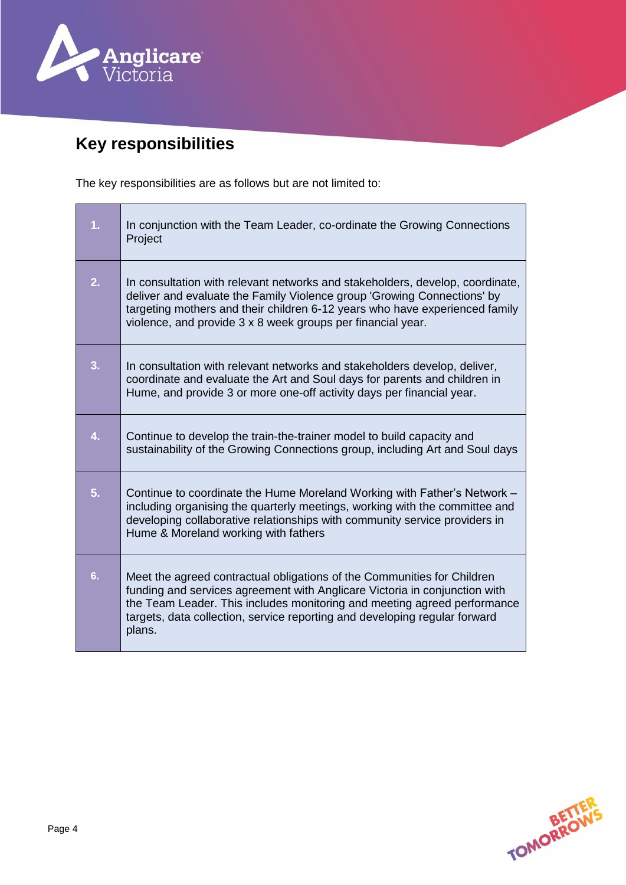## Key responsibilities

The key responsibilities are as follows but are not limited to:

| | |
|---|---|
| 1. | In conjunction with the Team Leader, co-ordinate the Growing Connections Project |
| 2. | In consultation with relevant networks and stakeholders, develop, coordinate, deliver and evaluate the Family Violence group 'Growing Connections' by targeting mothers and their children 6-12 years who have experienced family violence, and provide 3 x 8 week groups per financial year. |
| 3. | In consultation with relevant networks and stakeholders develop, deliver, coordinate and evaluate the Art and Soul days for parents and children in Hume, and provide 3 or more one-off activity days per financial year. |
| 4. | Continue to develop the train-the-trainer model to build capacity and sustainability of the Growing Connections group, including Art and Soul days |
| 5. | Continue to coordinate the Hume Moreland Working with Father's Network – including organising the quarterly meetings, working with the committee and developing collaborative relationships with community service providers in Hume & Moreland working with fathers |
| 6. | Meet the agreed contractual obligations of the Communities for Children funding and services agreement with Anglicare Victoria in conjunction with the Team Leader. This includes monitoring and meeting agreed performance targets, data collection, service reporting and developing regular forward plans. |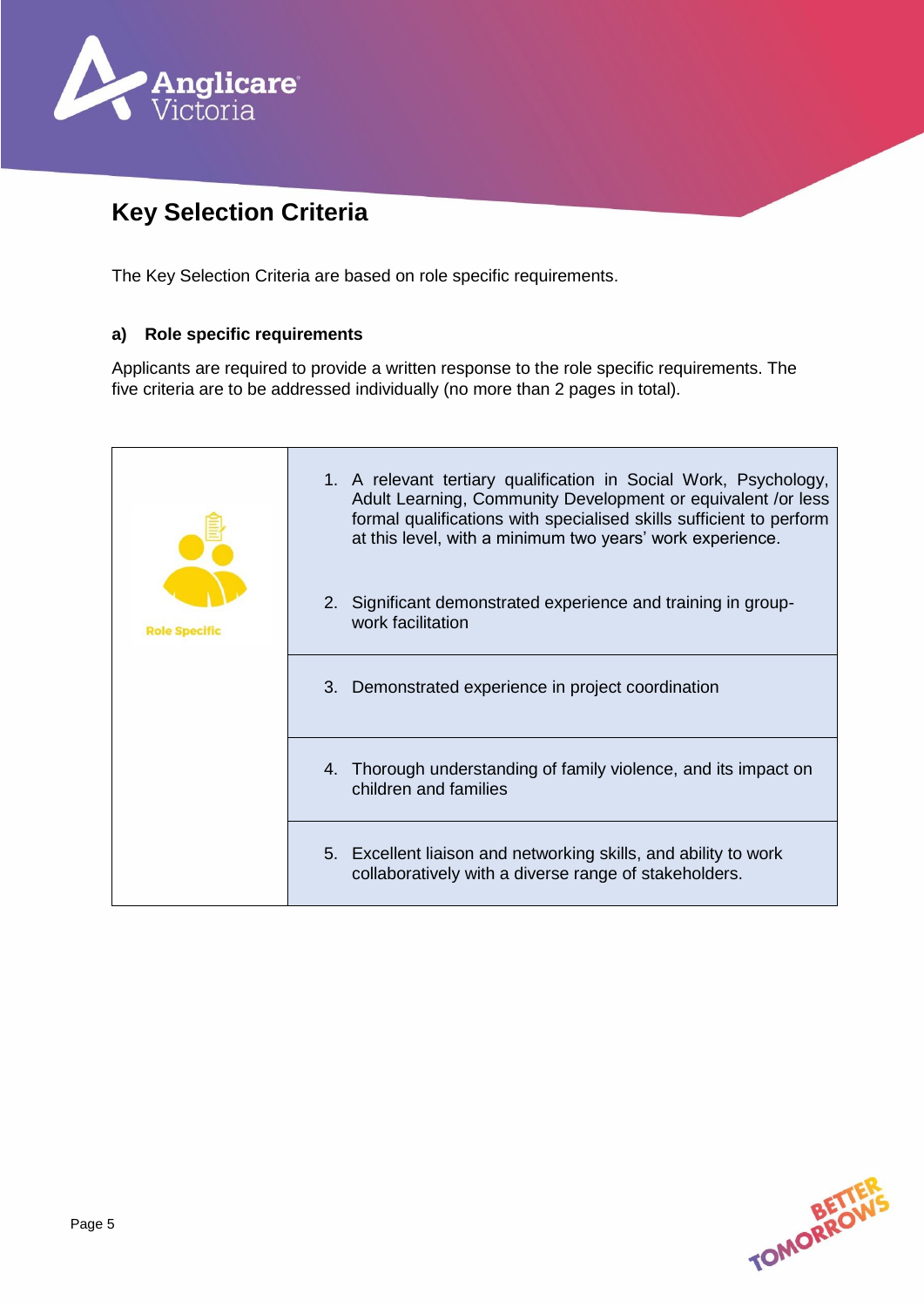## Key Selection Criteria

The Key Selection Criteria are based on role specific requirements.

### a) Role specific requirements

Applicants are required to provide a written response to the role specific requirements. The five criteria are to be addressed individually (no more than 2 pages in total).

| Role Specific | |
|---|---|
| | 1. A relevant tertiary qualification in Social Work, Psychology, Adult Learning, Community Development or equivalent /or less formal qualifications with specialised skills sufficient to perform at this level, with a minimum two years' work experience.<br><br>2. Significant demonstrated experience and training in group-work facilitation |
| | 3. Demonstrated experience in project coordination |
| | 4. Thorough understanding of family violence, and its impact on children and families |
| | 5. Excellent liaison and networking skills, and ability to work collaboratively with a diverse range of stakeholders. |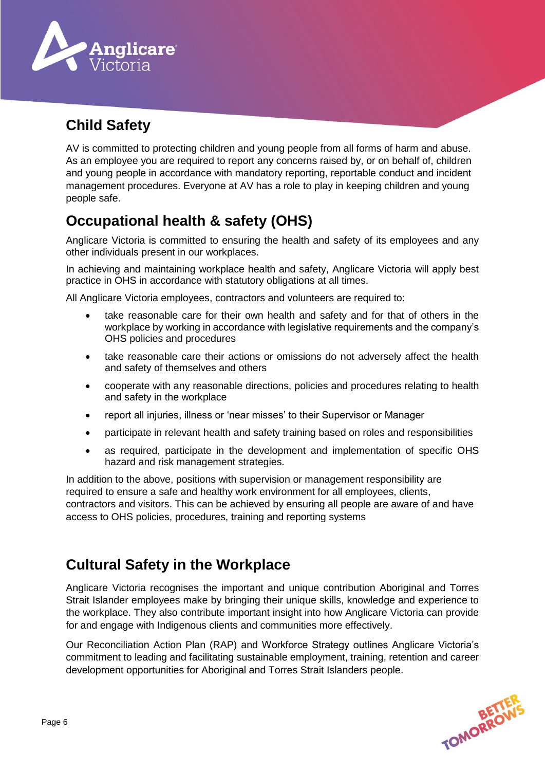## Child Safety

AV is committed to protecting children and young people from all forms of harm and abuse. As an employee you are required to report any concerns raised by, or on behalf of, children and young people in accordance with mandatory reporting, reportable conduct and incident management procedures. Everyone at AV has a role to play in keeping children and young people safe.

## Occupational health & safety (OHS)

Anglicare Victoria is committed to ensuring the health and safety of its employees and any other individuals present in our workplaces.

In achieving and maintaining workplace health and safety, Anglicare Victoria will apply best practice in OHS in accordance with statutory obligations at all times.

All Anglicare Victoria employees, contractors and volunteers are required to:

- take reasonable care for their own health and safety and for that of others in the workplace by working in accordance with legislative requirements and the company's OHS policies and procedures
- take reasonable care their actions or omissions do not adversely affect the health and safety of themselves and others
- cooperate with any reasonable directions, policies and procedures relating to health and safety in the workplace
- report all injuries, illness or 'near misses' to their Supervisor or Manager
- participate in relevant health and safety training based on roles and responsibilities
- as required, participate in the development and implementation of specific OHS hazard and risk management strategies.

In addition to the above, positions with supervision or management responsibility are required to ensure a safe and healthy work environment for all employees, clients, contractors and visitors. This can be achieved by ensuring all people are aware of and have access to OHS policies, procedures, training and reporting systems

## Cultural Safety in the Workplace

Anglicare Victoria recognises the important and unique contribution Aboriginal and Torres Strait Islander employees make by bringing their unique skills, knowledge and experience to the workplace. They also contribute important insight into how Anglicare Victoria can provide for and engage with Indigenous clients and communities more effectively.

Our Reconciliation Action Plan (RAP) and Workforce Strategy outlines Anglicare Victoria's commitment to leading and facilitating sustainable employment, training, retention and career development opportunities for Aboriginal and Torres Strait Islanders people.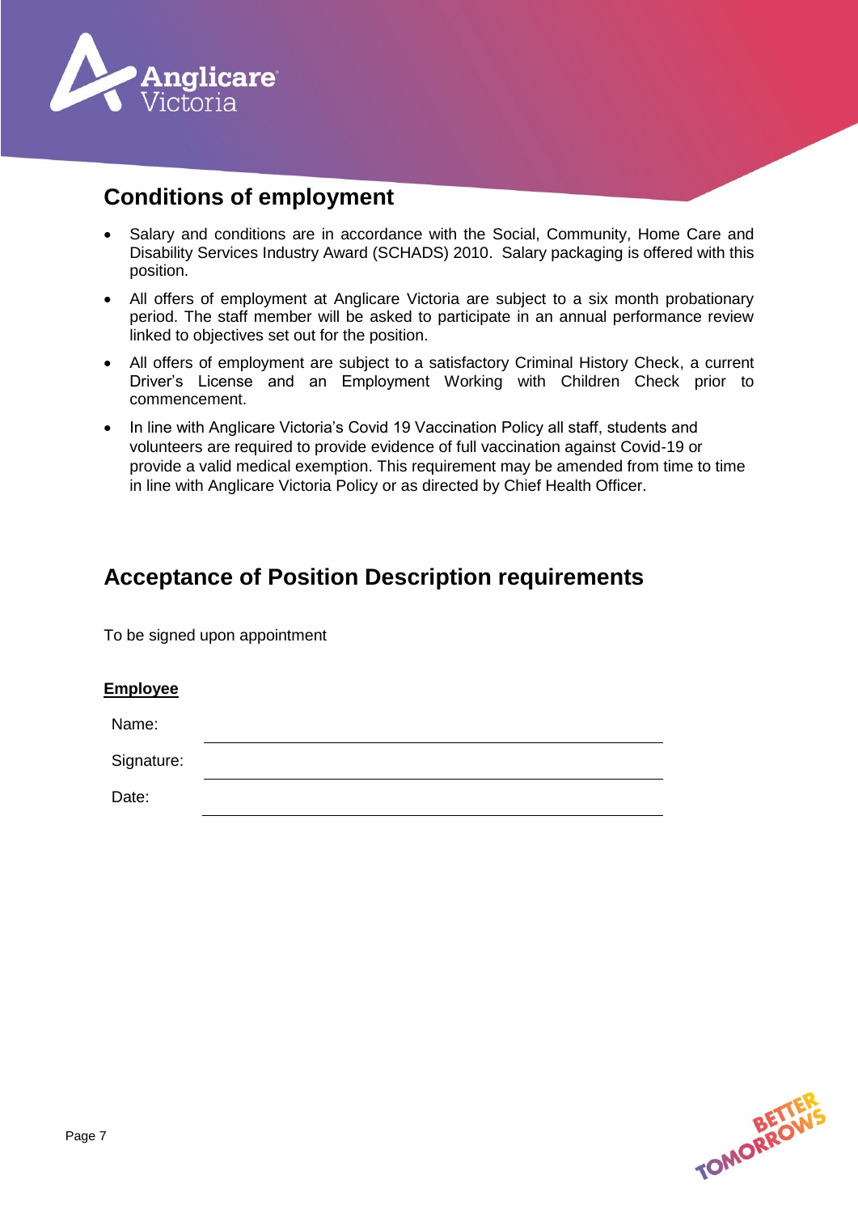## Conditions of employment

- Salary and conditions are in accordance with the Social, Community, Home Care and Disability Services Industry Award (SCHADS) 2010. Salary packaging is offered with this position.
- All offers of employment at Anglicare Victoria are subject to a six month probationary period. The staff member will be asked to participate in an annual performance review linked to objectives set out for the position.
- All offers of employment are subject to a satisfactory Criminal History Check, a current Driver's License and an Employment Working with Children Check prior to commencement.
- In line with Anglicare Victoria's Covid 19 Vaccination Policy all staff, students and volunteers are required to provide evidence of full vaccination against Covid-19 or provide a valid medical exemption. This requirement may be amended from time to time in line with Anglicare Victoria Policy or as directed by Chief Health Officer.

## Acceptance of Position Description requirements

To be signed upon appointment

**Employee**

Name: ______________________________

Signature: ______________________________

Date: ______________________________